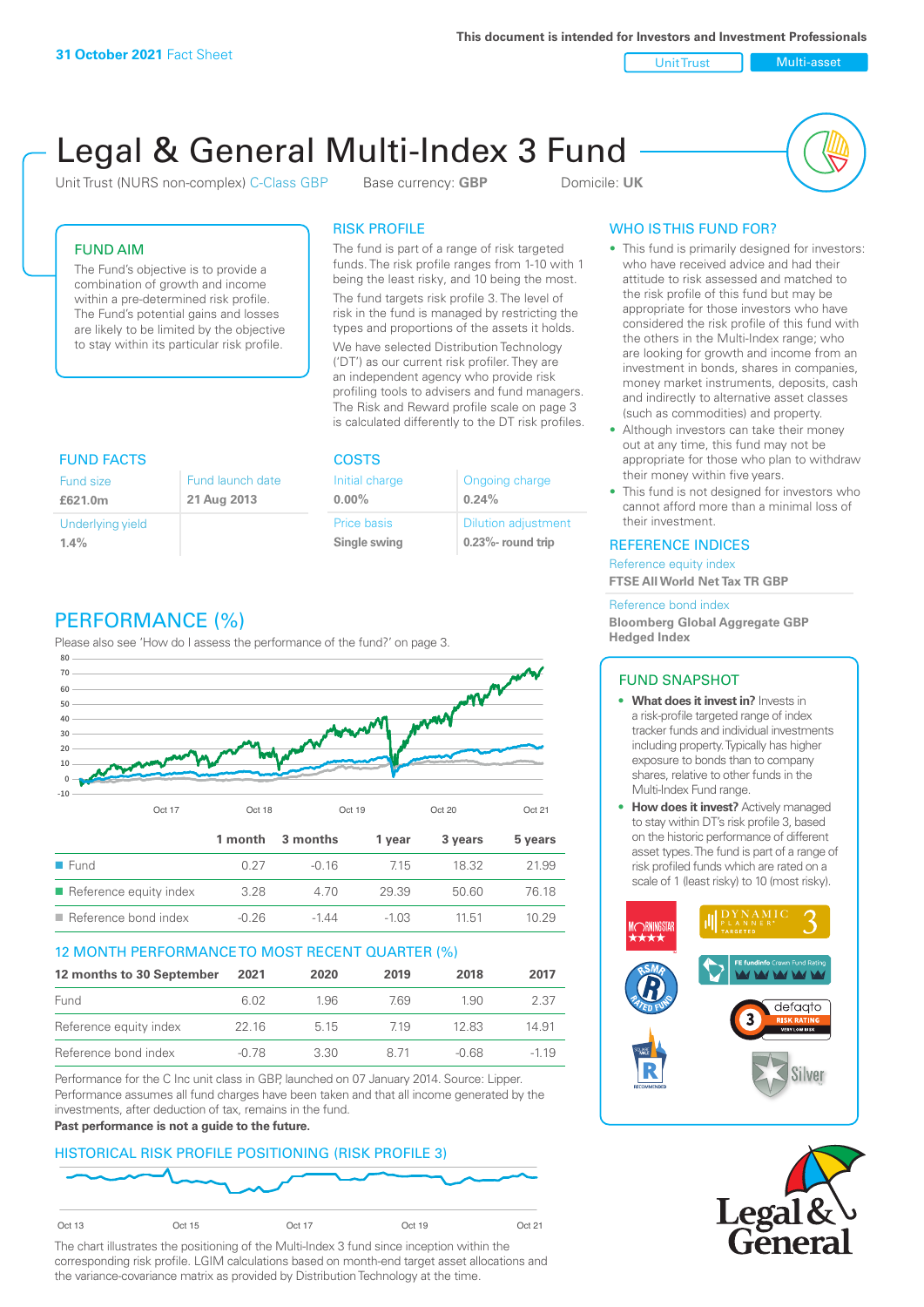**31 October 2021** Fact Sheet

This document is intended for Investors and Investment Professionals

Unit Trust | Multi-asset

# Legal & General Multi-Index 3 Fund

Unit Trust (NURS non-complex) C-Class GBP    Base currency: **GBP**    Domicile: **UK**

## FUND AIM

The Fund's objective is to provide a combination of growth and income within a pre-determined risk profile. The Fund's potential gains and losses are likely to be limited by the objective to stay within its particular risk profile.

## RISK PROFILE

The fund is part of a range of risk targeted funds. The risk profile ranges from 1-10 with 1 being the least risky, and 10 being the most.

The fund targets risk profile 3. The level of risk in the fund is managed by restricting the types and proportions of the assets it holds.

We have selected Distribution Technology ('DT') as our current risk profiler. They are an independent agency who provide risk profiling tools to advisers and fund managers. The Risk and Reward profile scale on page 3 is calculated differently to the DT risk profiles.

## WHO IS THIS FUND FOR?

- This fund is primarily designed for investors: who have received advice and had their attitude to risk assessed and matched to the risk profile of this fund but may be appropriate for those investors who have considered the risk profile of this fund with the others in the Multi-Index range; who are looking for growth and income from an investment in bonds, shares in companies, money market instruments, deposits, cash and indirectly to alternative asset classes (such as commodities) and property.
- Although investors can take their money out at any time, this fund may not be appropriate for those who plan to withdraw their money within five years.
- This fund is not designed for investors who cannot afford more than a minimal loss of their investment.

## FUND FACTS

| Fund size | Fund launch date |
|---|---|
| **£621.0m** | **21 Aug 2013** |
| Underlying yield | |
| **1.4%** | |

## COSTS

| Initial charge | Ongoing charge |
|---|---|
| **0.00%** | **0.24%** |
| Price basis | Dilution adjustment |
| **Single swing** | **0.23%- round trip** |

## REFERENCE INDICES

Reference equity index
**FTSE All World Net Tax TR GBP**

Reference bond index
**Bloomberg Global Aggregate GBP Hedged Index**

## PERFORMANCE (%)

Please also see 'How do I assess the performance of the fund?' on page 3.

| | 1 month | 3 months | 1 year | 3 years | 5 years |
|---|---|---|---|---|---|
| Fund | 0.27 | -0.16 | 7.15 | 18.32 | 21.99 |
| Reference equity index | 3.28 | 4.70 | 29.39 | 50.60 | 76.18 |
| Reference bond index | -0.26 | -1.44 | -1.03 | 11.51 | 10.29 |

## 12 MONTH PERFORMANCE TO MOST RECENT QUARTER (%)

| 12 months to 30 September | 2021 | 2020 | 2019 | 2018 | 2017 |
|---|---|---|---|---|---|
| Fund | 6.02 | 1.96 | 7.69 | 1.90 | 2.37 |
| Reference equity index | 22.16 | 5.15 | 7.19 | 12.83 | 14.91 |
| Reference bond index | -0.78 | 3.30 | 8.71 | -0.68 | -1.19 |

Performance for the C Inc unit class in GBP, launched on 07 January 2014. Source: Lipper. Performance assumes all fund charges have been taken and that all income generated by the investments, after deduction of tax, remains in the fund.

**Past performance is not a guide to the future.**

## FUND SNAPSHOT

- **What does it invest in?** Invests in a risk-profile targeted range of index tracker funds and individual investments including property. Typically has higher exposure to bonds than to company shares, relative to other funds in the Multi-Index Fund range.
- **How does it invest?** Actively managed to stay within DT's risk profile 3, based on the historic performance of different asset types. The fund is part of a range of risk profiled funds which are rated on a scale of 1 (least risky) to 10 (most risky).

## HISTORICAL RISK PROFILE POSITIONING (RISK PROFILE 3)

The chart illustrates the positioning of the Multi-Index 3 fund since inception within the corresponding risk profile. LGIM calculations based on month-end target asset allocations and the variance-covariance matrix as provided by Distribution Technology at the time.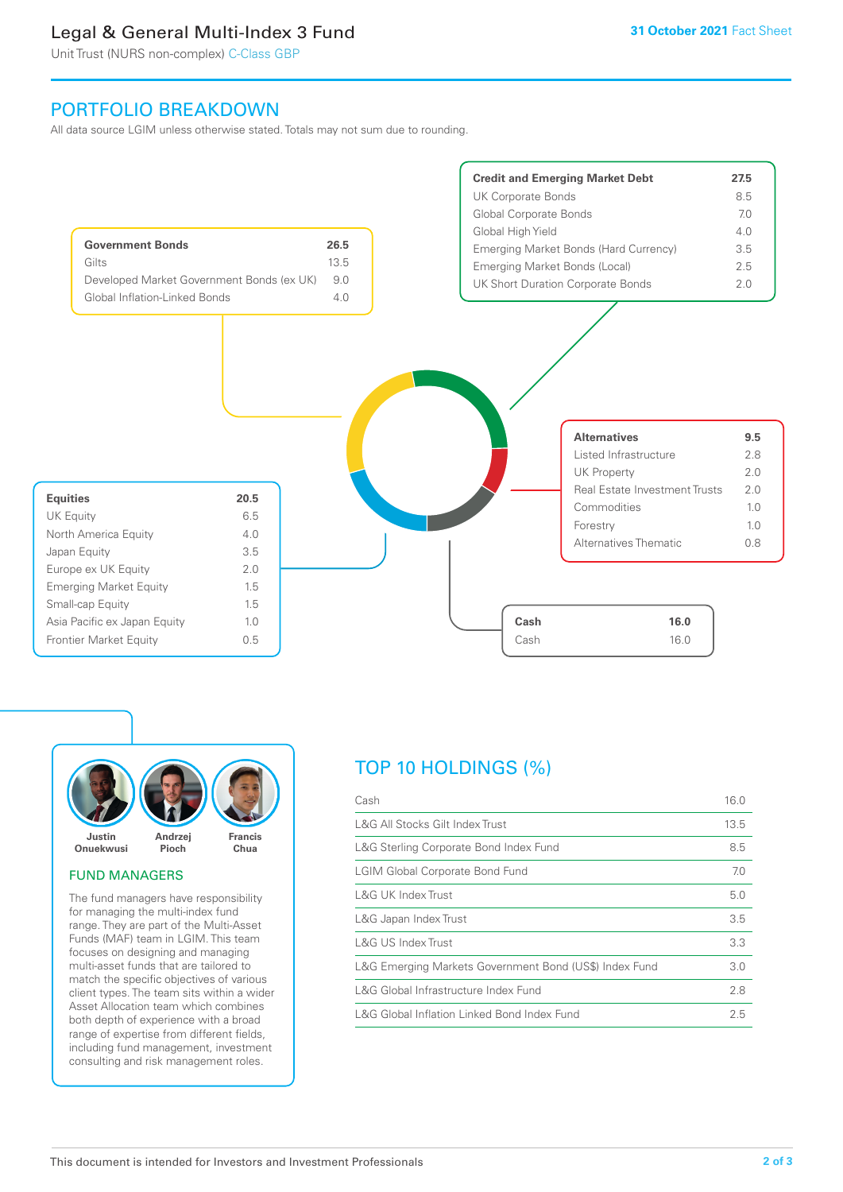## PORTFOLIO BREAKDOWN

All data source LGIM unless otherwise stated. Totals may not sum due to rounding.

| Government Bonds | 26.5 |
|---|---|
| Gilts | 13.5 |
| Developed Market Government Bonds (ex UK) | 9.0 |
| Global Inflation-Linked Bonds | 4.0 |

| Credit and Emerging Market Debt | 27.5 |
|---|---|
| UK Corporate Bonds | 8.5 |
| Global Corporate Bonds | 7.0 |
| Global High Yield | 4.0 |
| Emerging Market Bonds (Hard Currency) | 3.5 |
| Emerging Market Bonds (Local) | 2.5 |
| UK Short Duration Corporate Bonds | 2.0 |

| Alternatives | 9.5 |
|---|---|
| Listed Infrastructure | 2.8 |
| UK Property | 2.0 |
| Real Estate Investment Trusts | 2.0 |
| Commodities | 1.0 |
| Forestry | 1.0 |
| Alternatives Thematic | 0.8 |

| Equities | 20.5 |
|---|---|
| UK Equity | 6.5 |
| North America Equity | 4.0 |
| Japan Equity | 3.5 |
| Europe ex UK Equity | 2.0 |
| Emerging Market Equity | 1.5 |
| Small-cap Equity | 1.5 |
| Asia Pacific ex Japan Equity | 1.0 |
| Frontier Market Equity | 0.5 |

| Cash | 16.0 |
|---|---|
| Cash | 16.0 |

Justin Onuekwusi, Andrzej Pioch, Francis Chua

### FUND MANAGERS

The fund managers have responsibility for managing the multi-index fund range. They are part of the Multi-Asset Funds (MAF) team in LGIM. This team focuses on designing and managing multi-asset funds that are tailored to match the specific objectives of various client types. The team sits within a wider Asset Allocation team which combines both depth of experience with a broad range of expertise from different fields, including fund management, investment consulting and risk management roles.

## TOP 10 HOLDINGS (%)

| Holding | % |
|---|---|
| Cash | 16.0 |
| L&G All Stocks Gilt Index Trust | 13.5 |
| L&G Sterling Corporate Bond Index Fund | 8.5 |
| LGIM Global Corporate Bond Fund | 7.0 |
| L&G UK Index Trust | 5.0 |
| L&G Japan Index Trust | 3.5 |
| L&G US Index Trust | 3.3 |
| L&G Emerging Markets Government Bond (US$) Index Fund | 3.0 |
| L&G Global Infrastructure Index Fund | 2.8 |
| L&G Global Inflation Linked Bond Index Fund | 2.5 |

This document is intended for Investors and Investment Professionals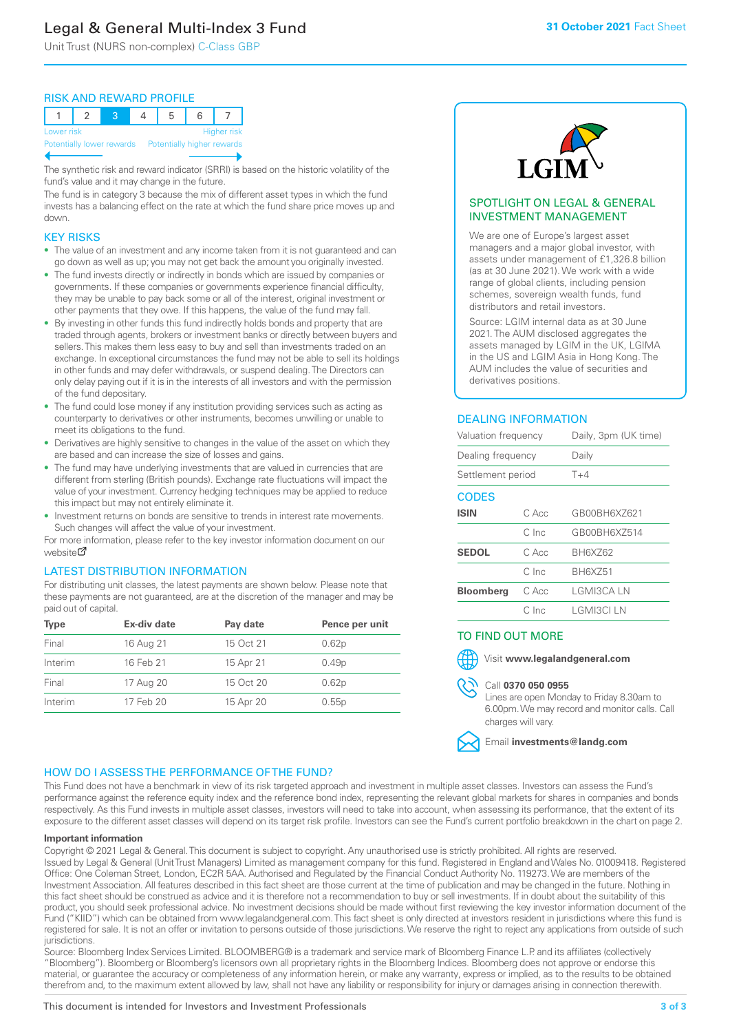# Legal & General Multi-Index 3 Fund

Unit Trust (NURS non-complex) C-Class GBP

**31 October 2021** Fact Sheet

## RISK AND REWARD PROFILE

| 1 | 2 | 3 | 4 | 5 | 6 | 7 |
|---|---|---|---|---|---|---|

Lower risk — Higher risk

Potentially lower rewards — Potentially higher rewards

The synthetic risk and reward indicator (SRRI) is based on the historic volatility of the fund's value and it may change in the future.

The fund is in category 3 because the mix of different asset types in which the fund invests has a balancing effect on the rate at which the fund share price moves up and down.

## KEY RISKS

- The value of an investment and any income taken from it is not guaranteed and can go down as well as up; you may not get back the amount you originally invested.
- The fund invests directly or indirectly in bonds which are issued by companies or governments. If these companies or governments experience financial difficulty, they may be unable to pay back some or all of the interest, original investment or other payments that they owe. If this happens, the value of the fund may fall.
- By investing in other funds this fund indirectly holds bonds and property that are traded through agents, brokers or investment banks or directly between buyers and sellers. This makes them less easy to buy and sell than investments traded on an exchange. In exceptional circumstances the fund may not be able to sell its holdings in other funds and may defer withdrawals, or suspend dealing. The Directors can only delay paying out if it is in the interests of all investors and with the permission of the fund depositary.
- The fund could lose money if any institution providing services such as acting as counterparty to derivatives or other instruments, becomes unwilling or unable to meet its obligations to the fund.
- Derivatives are highly sensitive to changes in the value of the asset on which they are based and can increase the size of losses and gains.
- The fund may have underlying investments that are valued in currencies that are different from sterling (British pounds). Exchange rate fluctuations will impact the value of your investment. Currency hedging techniques may be applied to reduce this impact but may not entirely eliminate it.
- Investment returns on bonds are sensitive to trends in interest rate movements. Such changes will affect the value of your investment.

For more information, please refer to the key investor information document on our website

## LATEST DISTRIBUTION INFORMATION

For distributing unit classes, the latest payments are shown below. Please note that these payments are not guaranteed, are at the discretion of the manager and may be paid out of capital.

| Type | Ex-div date | Pay date | Pence per unit |
|---|---|---|---|
| Final | 16 Aug 21 | 15 Oct 21 | 0.62p |
| Interim | 16 Feb 21 | 15 Apr 21 | 0.49p |
| Final | 17 Aug 20 | 15 Oct 20 | 0.62p |
| Interim | 17 Feb 20 | 15 Apr 20 | 0.55p |

## SPOTLIGHT ON LEGAL & GENERAL INVESTMENT MANAGEMENT

We are one of Europe's largest asset managers and a major global investor, with assets under management of £1,326.8 billion (as at 30 June 2021). We work with a wide range of global clients, including pension schemes, sovereign wealth funds, fund distributors and retail investors.

Source: LGIM internal data as at 30 June 2021. The AUM disclosed aggregates the assets managed by LGIM in the UK, LGIMA in the US and LGIM Asia in Hong Kong. The AUM includes the value of securities and derivatives positions.

## DEALING INFORMATION

| | |
|---|---|
| Valuation frequency | Daily, 3pm (UK time) |
| Dealing frequency | Daily |
| Settlement period | T+4 |

## CODES

| | | |
|---|---|---|
| **ISIN** | C Acc | GB00BH6XZ621 |
| | C Inc | GB00BH6XZ514 |
| **SEDOL** | C Acc | BH6XZ62 |
| | C Inc | BH6XZ51 |
| **Bloomberg** | C Acc | LGMI3CA LN |
| | C Inc | LGMI3CI LN |

## TO FIND OUT MORE

Visit **www.legalandgeneral.com**

Call **0370 050 0955**
Lines are open Monday to Friday 8.30am to 6.00pm. We may record and monitor calls. Call charges will vary.

Email **investments@landg.com**

## HOW DO I ASSESS THE PERFORMANCE OF THE FUND?

This Fund does not have a benchmark in view of its risk targeted approach and investment in multiple asset classes. Investors can assess the Fund's performance against the reference equity index and the reference bond index, representing the relevant global markets for shares in companies and bonds respectively. As this Fund invests in multiple asset classes, investors will need to take into account, when assessing its performance, that the extent of its exposure to the different asset classes will depend on its target risk profile. Investors can see the Fund's current portfolio breakdown in the chart on page 2.

**Important information**

Copyright © 2021 Legal & General. This document is subject to copyright. Any unauthorised use is strictly prohibited. All rights are reserved.

Issued by Legal & General (Unit Trust Managers) Limited as management company for this fund. Registered in England and Wales No. 01009418. Registered Office: One Coleman Street, London, EC2R 5AA. Authorised and Regulated by the Financial Conduct Authority No. 119273. We are members of the Investment Association. All features described in this fact sheet are those current at the time of publication and may be changed in the future. Nothing in this fact sheet should be construed as advice and it is therefore not a recommendation to buy or sell investments. If in doubt about the suitability of this product, you should seek professional advice. No investment decisions should be made without first reviewing the key investor information document of the Fund ("KIID") which can be obtained from www.legalandgeneral.com. This fact sheet is only directed at investors resident in jurisdictions where this fund is registered for sale. It is not an offer or invitation to persons outside of those jurisdictions. We reserve the right to reject any applications from outside of such jurisdictions.

Source: Bloomberg Index Services Limited. BLOOMBERG® is a trademark and service mark of Bloomberg Finance L.P. and its affiliates (collectively "Bloomberg"). Bloomberg or Bloomberg's licensors own all proprietary rights in the Bloomberg Indices. Bloomberg does not approve or endorse this material, or guarantee the accuracy or completeness of any information herein, or make any warranty, express or implied, as to the results to be obtained therefrom and, to the maximum extent allowed by law, shall not have any liability or responsibility for injury or damages arising in connection therewith.

This document is intended for Investors and Investment Professionals